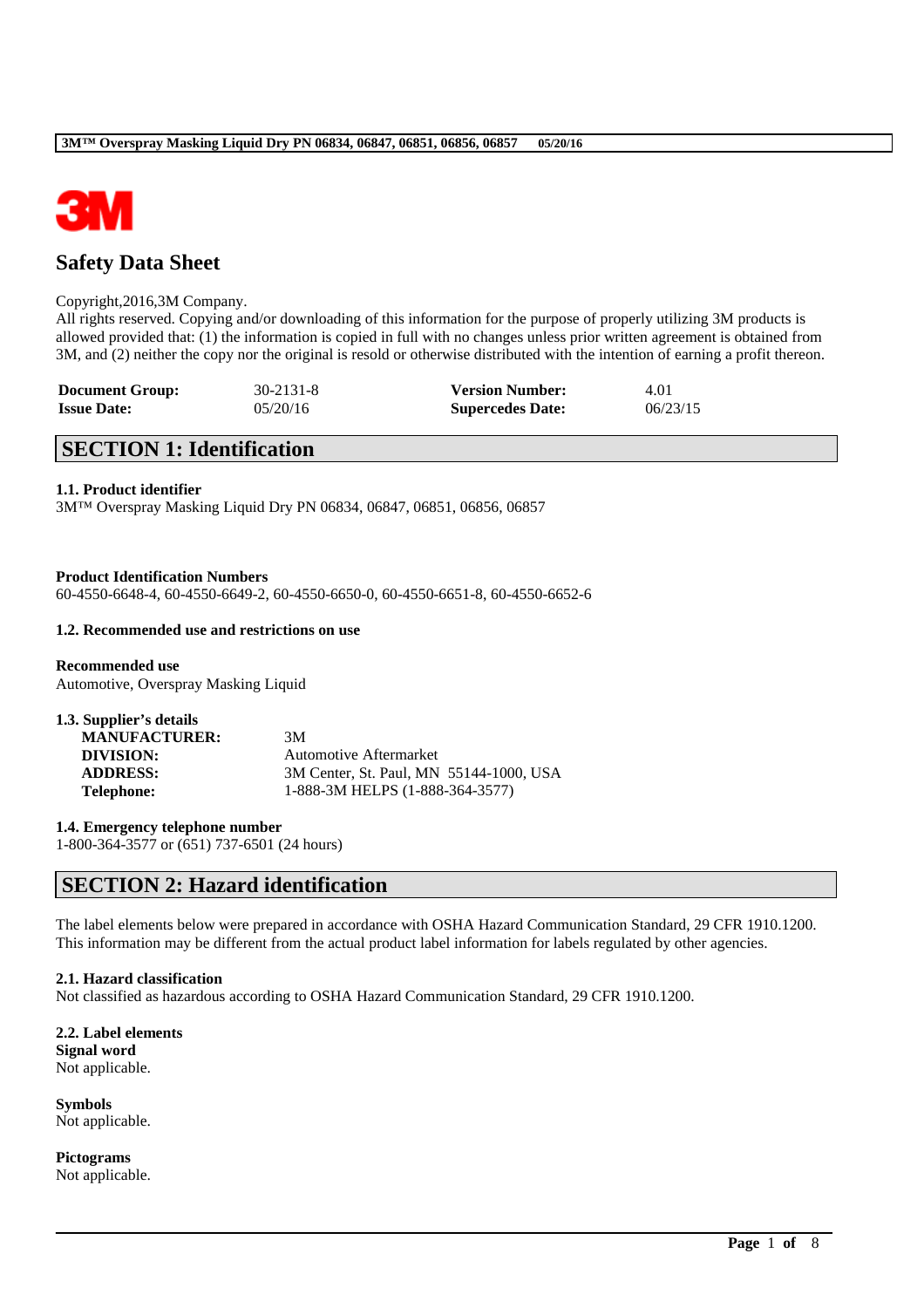# Safety Data Sheet

Copyright,2016,3M Company.
All rights reserved. Copying and/or downloading of this information for the purpose of properly utilizing 3M products is allowed provided that: (1) the information is copied in full with no changes unless prior written agreement is obtained from 3M, and (2) neither the copy nor the original is resold or otherwise distributed with the intention of earning a profit thereon.

| | | | |
|---|---|---|---|
| **Document Group:** | 30-2131-8 | **Version Number:** | 4.01 |
| **Issue Date:** | 05/20/16 | **Supercedes Date:** | 06/23/15 |

## SECTION 1: Identification

### 1.1. Product identifier

3M™ Overspray Masking Liquid Dry PN 06834, 06847, 06851, 06856, 06857

**Product Identification Numbers**
60-4550-6648-4, 60-4550-6649-2, 60-4550-6650-0, 60-4550-6651-8, 60-4550-6652-6

### 1.2. Recommended use and restrictions on use

**Recommended use**
Automotive, Overspray Masking Liquid

### 1.3. Supplier's details

| | |
|---|---|
| **MANUFACTURER:** | 3M |
| **DIVISION:** | Automotive Aftermarket |
| **ADDRESS:** | 3M Center, St. Paul, MN 55144-1000, USA |
| **Telephone:** | 1-888-3M HELPS (1-888-364-3577) |

### 1.4. Emergency telephone number

1-800-364-3577 or (651) 737-6501 (24 hours)

## SECTION 2: Hazard identification

The label elements below were prepared in accordance with OSHA Hazard Communication Standard, 29 CFR 1910.1200. This information may be different from the actual product label information for labels regulated by other agencies.

### 2.1. Hazard classification

Not classified as hazardous according to OSHA Hazard Communication Standard, 29 CFR 1910.1200.

### 2.2. Label elements

**Signal word**
Not applicable.

**Symbols**
Not applicable.

**Pictograms**
Not applicable.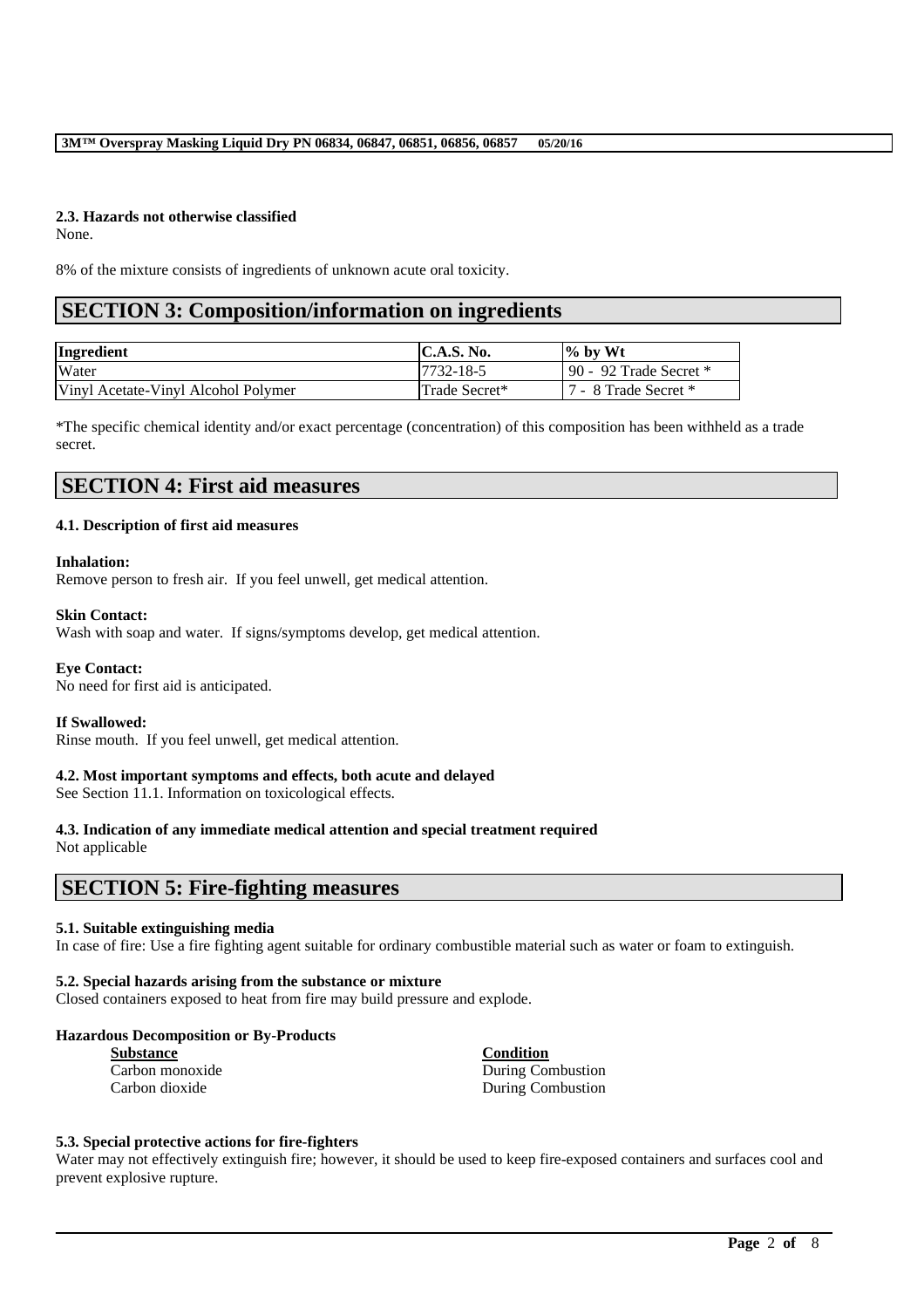### 2.3. Hazards not otherwise classified

None.

8% of the mixture consists of ingredients of unknown acute oral toxicity.

## SECTION 3: Composition/information on ingredients

| Ingredient | C.A.S. No. | % by Wt |
|---|---|---|
| Water | 7732-18-5 | 90 - 92 Trade Secret * |
| Vinyl Acetate-Vinyl Alcohol Polymer | Trade Secret* | 7 - 8 Trade Secret * |

*The specific chemical identity and/or exact percentage (concentration) of this composition has been withheld as a trade secret.

## SECTION 4: First aid measures

### 4.1. Description of first aid measures

**Inhalation:**
Remove person to fresh air. If you feel unwell, get medical attention.

**Skin Contact:**
Wash with soap and water. If signs/symptoms develop, get medical attention.

**Eye Contact:**
No need for first aid is anticipated.

**If Swallowed:**
Rinse mouth. If you feel unwell, get medical attention.

### 4.2. Most important symptoms and effects, both acute and delayed

See Section 11.1. Information on toxicological effects.

### 4.3. Indication of any immediate medical attention and special treatment required

Not applicable

## SECTION 5: Fire-fighting measures

### 5.1. Suitable extinguishing media

In case of fire: Use a fire fighting agent suitable for ordinary combustible material such as water or foam to extinguish.

### 5.2. Special hazards arising from the substance or mixture

Closed containers exposed to heat from fire may build pressure and explode.

**Hazardous Decomposition or By-Products**

| Substance | Condition |
|---|---|
| Carbon monoxide | During Combustion |
| Carbon dioxide | During Combustion |

### 5.3. Special protective actions for fire-fighters

Water may not effectively extinguish fire; however, it should be used to keep fire-exposed containers and surfaces cool and prevent explosive rupture.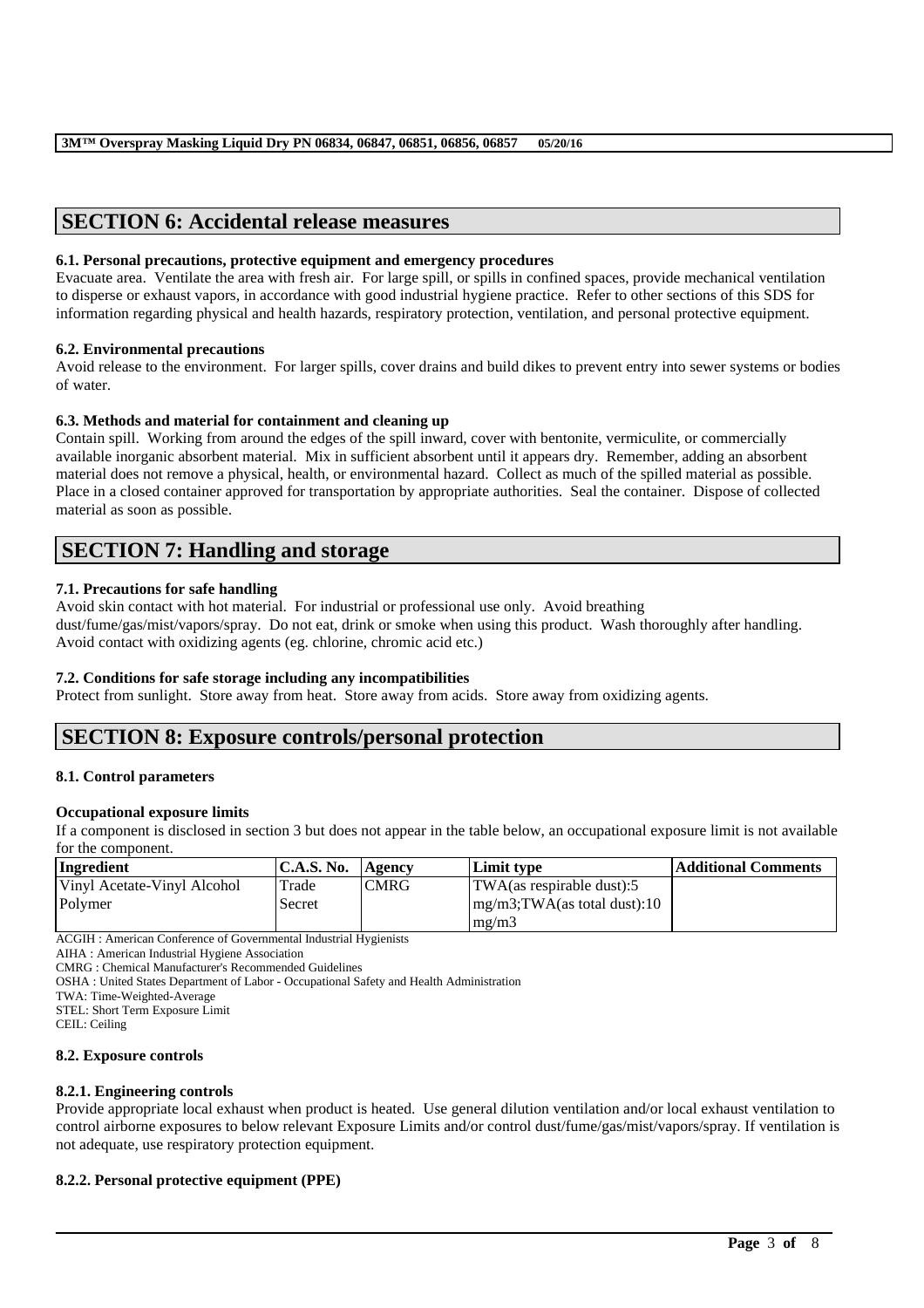## SECTION 6: Accidental release measures

### 6.1. Personal precautions, protective equipment and emergency procedures

Evacuate area. Ventilate the area with fresh air. For large spill, or spills in confined spaces, provide mechanical ventilation to disperse or exhaust vapors, in accordance with good industrial hygiene practice. Refer to other sections of this SDS for information regarding physical and health hazards, respiratory protection, ventilation, and personal protective equipment.

### 6.2. Environmental precautions

Avoid release to the environment. For larger spills, cover drains and build dikes to prevent entry into sewer systems or bodies of water.

### 6.3. Methods and material for containment and cleaning up

Contain spill. Working from around the edges of the spill inward, cover with bentonite, vermiculite, or commercially available inorganic absorbent material. Mix in sufficient absorbent until it appears dry. Remember, adding an absorbent material does not remove a physical, health, or environmental hazard. Collect as much of the spilled material as possible. Place in a closed container approved for transportation by appropriate authorities. Seal the container. Dispose of collected material as soon as possible.

## SECTION 7: Handling and storage

### 7.1. Precautions for safe handling

Avoid skin contact with hot material. For industrial or professional use only. Avoid breathing dust/fume/gas/mist/vapors/spray. Do not eat, drink or smoke when using this product. Wash thoroughly after handling. Avoid contact with oxidizing agents (eg. chlorine, chromic acid etc.)

### 7.2. Conditions for safe storage including any incompatibilities

Protect from sunlight. Store away from heat. Store away from acids. Store away from oxidizing agents.

## SECTION 8: Exposure controls/personal protection

### 8.1. Control parameters

**Occupational exposure limits**

If a component is disclosed in section 3 but does not appear in the table below, an occupational exposure limit is not available for the component.

| Ingredient | C.A.S. No. | Agency | Limit type | Additional Comments |
|---|---|---|---|---|
| Vinyl Acetate-Vinyl Alcohol Polymer | Trade Secret | CMRG | TWA(as respirable dust):5 mg/m3;TWA(as total dust):10 mg/m3 | |

ACGIH : American Conference of Governmental Industrial Hygienists
AIHA : American Industrial Hygiene Association
CMRG : Chemical Manufacturer's Recommended Guidelines
OSHA : United States Department of Labor - Occupational Safety and Health Administration
TWA: Time-Weighted-Average
STEL: Short Term Exposure Limit
CEIL: Ceiling

### 8.2. Exposure controls

#### 8.2.1. Engineering controls

Provide appropriate local exhaust when product is heated. Use general dilution ventilation and/or local exhaust ventilation to control airborne exposures to below relevant Exposure Limits and/or control dust/fume/gas/mist/vapors/spray. If ventilation is not adequate, use respiratory protection equipment.

#### 8.2.2. Personal protective equipment (PPE)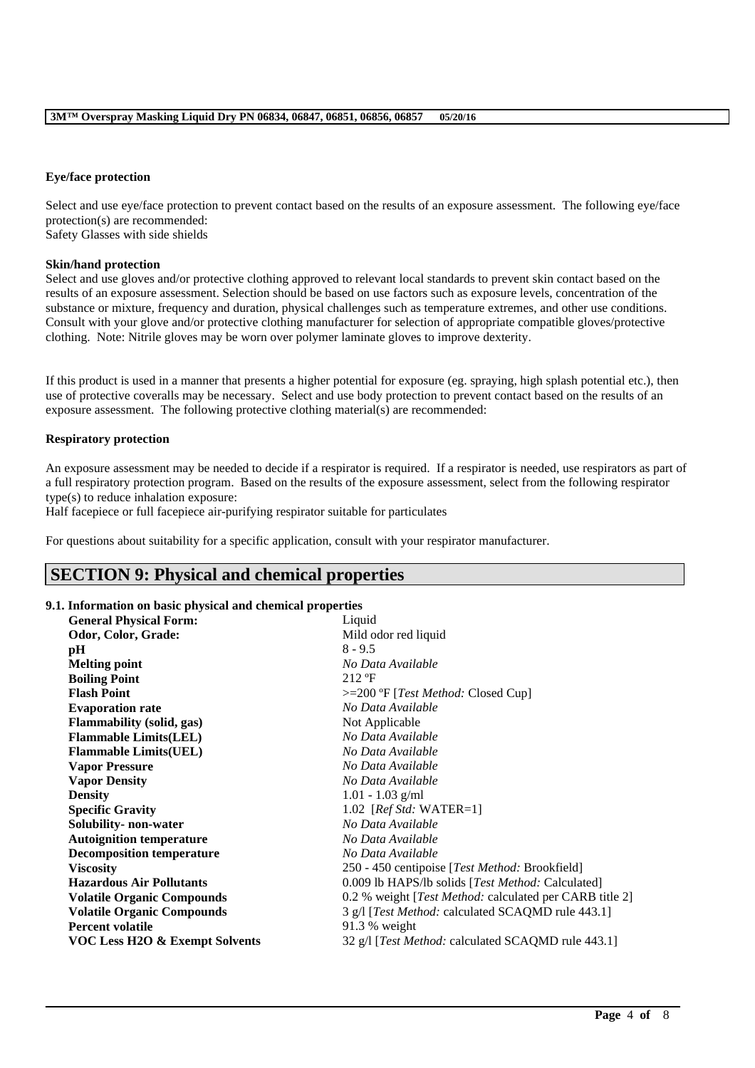**Eye/face protection**

Select and use eye/face protection to prevent contact based on the results of an exposure assessment. The following eye/face protection(s) are recommended:
Safety Glasses with side shields

**Skin/hand protection**

Select and use gloves and/or protective clothing approved to relevant local standards to prevent skin contact based on the results of an exposure assessment. Selection should be based on use factors such as exposure levels, concentration of the substance or mixture, frequency and duration, physical challenges such as temperature extremes, and other use conditions. Consult with your glove and/or protective clothing manufacturer for selection of appropriate compatible gloves/protective clothing. Note: Nitrile gloves may be worn over polymer laminate gloves to improve dexterity.

If this product is used in a manner that presents a higher potential for exposure (eg. spraying, high splash potential etc.), then use of protective coveralls may be necessary. Select and use body protection to prevent contact based on the results of an exposure assessment. The following protective clothing material(s) are recommended:

**Respiratory protection**

An exposure assessment may be needed to decide if a respirator is required. If a respirator is needed, use respirators as part of a full respiratory protection program. Based on the results of the exposure assessment, select from the following respirator type(s) to reduce inhalation exposure:
Half facepiece or full facepiece air-purifying respirator suitable for particulates

For questions about suitability for a specific application, consult with your respirator manufacturer.

## SECTION 9: Physical and chemical properties

### 9.1. Information on basic physical and chemical properties

| | |
|---|---|
| **General Physical Form:** | Liquid |
| **Odor, Color, Grade:** | Mild odor red liquid |
| **pH** | 8 - 9.5 |
| **Melting point** | *No Data Available* |
| **Boiling Point** | 212 ºF |
| **Flash Point** | >=200 ºF [*Test Method:* Closed Cup] |
| **Evaporation rate** | *No Data Available* |
| **Flammability (solid, gas)** | Not Applicable |
| **Flammable Limits(LEL)** | *No Data Available* |
| **Flammable Limits(UEL)** | *No Data Available* |
| **Vapor Pressure** | *No Data Available* |
| **Vapor Density** | *No Data Available* |
| **Density** | 1.01 - 1.03 g/ml |
| **Specific Gravity** | 1.02 [*Ref Std:* WATER=1] |
| **Solubility- non-water** | *No Data Available* |
| **Autoignition temperature** | *No Data Available* |
| **Decomposition temperature** | *No Data Available* |
| **Viscosity** | 250 - 450 centipoise [*Test Method:* Brookfield] |
| **Hazardous Air Pollutants** | 0.009 lb HAPS/lb solids [*Test Method:* Calculated] |
| **Volatile Organic Compounds** | 0.2 % weight [*Test Method:* calculated per CARB title 2] |
| **Volatile Organic Compounds** | 3 g/l [*Test Method:* calculated SCAQMD rule 443.1] |
| **Percent volatile** | 91.3 % weight |
| **VOC Less H2O & Exempt Solvents** | 32 g/l [*Test Method:* calculated SCAQMD rule 443.1] |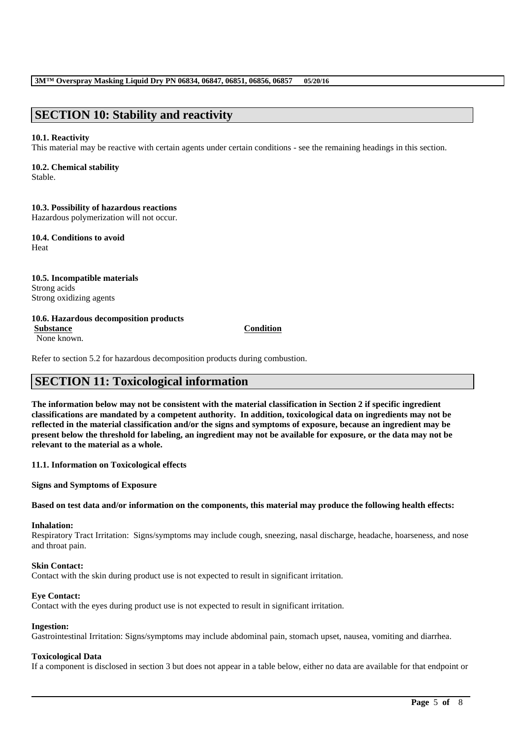## SECTION 10: Stability and reactivity

**10.1. Reactivity**
This material may be reactive with certain agents under certain conditions - see the remaining headings in this section.

**10.2. Chemical stability**
Stable.

**10.3. Possibility of hazardous reactions**
Hazardous polymerization will not occur.

**10.4. Conditions to avoid**
Heat

**10.5. Incompatible materials**
Strong acids
Strong oxidizing agents

**10.6. Hazardous decomposition products**

| Substance | Condition |
|---|---|
| None known. | |

Refer to section 5.2 for hazardous decomposition products during combustion.

## SECTION 11: Toxicological information

**The information below may not be consistent with the material classification in Section 2 if specific ingredient classifications are mandated by a competent authority. In addition, toxicological data on ingredients may not be reflected in the material classification and/or the signs and symptoms of exposure, because an ingredient may be present below the threshold for labeling, an ingredient may not be available for exposure, or the data may not be relevant to the material as a whole.**

**11.1. Information on Toxicological effects**

**Signs and Symptoms of Exposure**

**Based on test data and/or information on the components, this material may produce the following health effects:**

**Inhalation:**
Respiratory Tract Irritation: Signs/symptoms may include cough, sneezing, nasal discharge, headache, hoarseness, and nose and throat pain.

**Skin Contact:**
Contact with the skin during product use is not expected to result in significant irritation.

**Eye Contact:**
Contact with the eyes during product use is not expected to result in significant irritation.

**Ingestion:**
Gastrointestinal Irritation: Signs/symptoms may include abdominal pain, stomach upset, nausea, vomiting and diarrhea.

**Toxicological Data**
If a component is disclosed in section 3 but does not appear in a table below, either no data are available for that endpoint or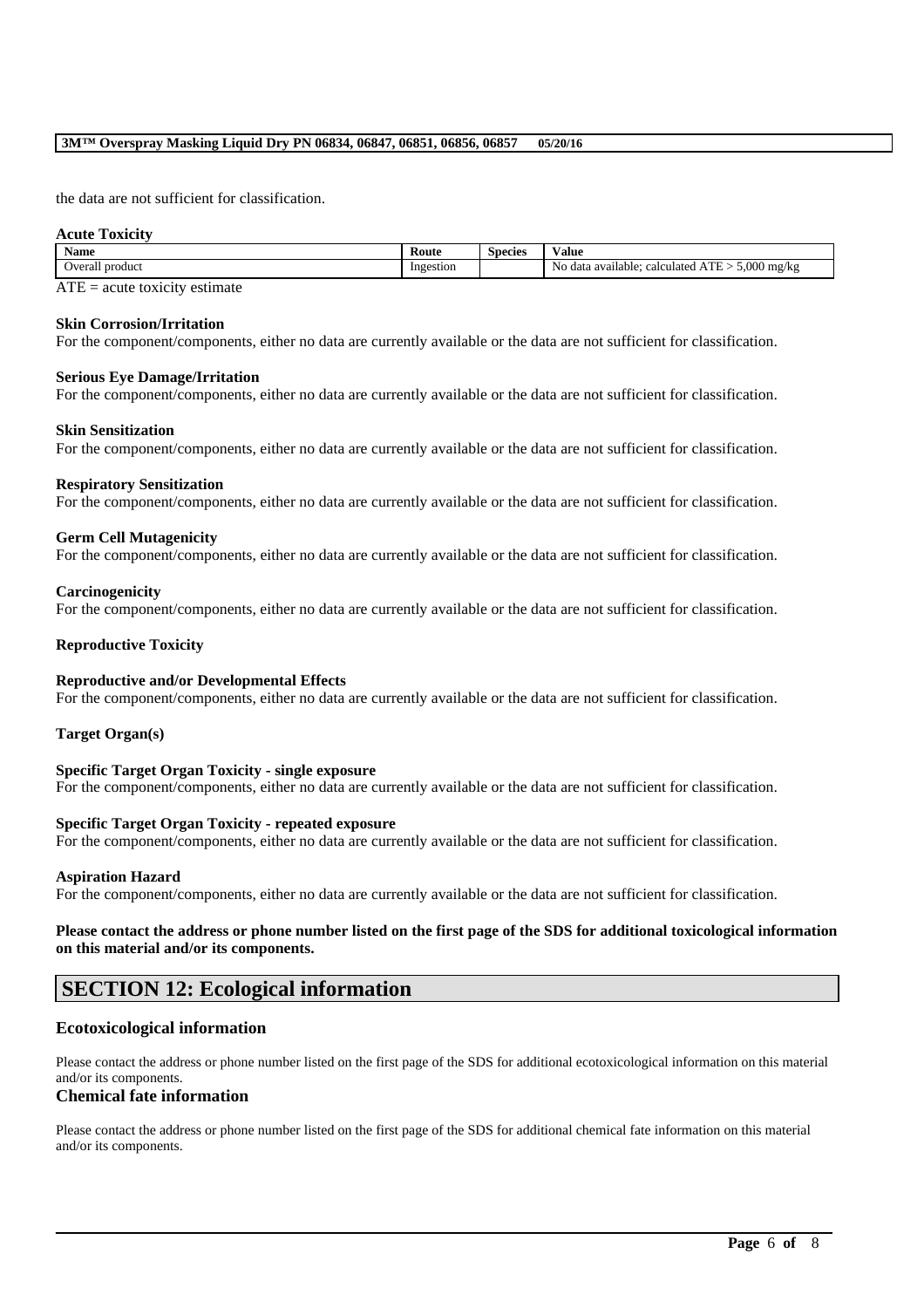the data are not sufficient for classification.

**Acute Toxicity**

| Name | Route | Species | Value |
| --- | --- | --- | --- |
| Overall product | Ingestion | | No data available; calculated ATE > 5,000 mg/kg |

ATE = acute toxicity estimate

**Skin Corrosion/Irritation**

For the component/components, either no data are currently available or the data are not sufficient for classification.

**Serious Eye Damage/Irritation**

For the component/components, either no data are currently available or the data are not sufficient for classification.

**Skin Sensitization**

For the component/components, either no data are currently available or the data are not sufficient for classification.

**Respiratory Sensitization**

For the component/components, either no data are currently available or the data are not sufficient for classification.

**Germ Cell Mutagenicity**

For the component/components, either no data are currently available or the data are not sufficient for classification.

**Carcinogenicity**

For the component/components, either no data are currently available or the data are not sufficient for classification.

**Reproductive Toxicity**

**Reproductive and/or Developmental Effects**

For the component/components, either no data are currently available or the data are not sufficient for classification.

**Target Organ(s)**

**Specific Target Organ Toxicity - single exposure**

For the component/components, either no data are currently available or the data are not sufficient for classification.

**Specific Target Organ Toxicity - repeated exposure**

For the component/components, either no data are currently available or the data are not sufficient for classification.

**Aspiration Hazard**

For the component/components, either no data are currently available or the data are not sufficient for classification.

**Please contact the address or phone number listed on the first page of the SDS for additional toxicological information on this material and/or its components.**

## SECTION 12: Ecological information

### Ecotoxicological information

Please contact the address or phone number listed on the first page of the SDS for additional ecotoxicological information on this material and/or its components.

### Chemical fate information

Please contact the address or phone number listed on the first page of the SDS for additional chemical fate information on this material and/or its components.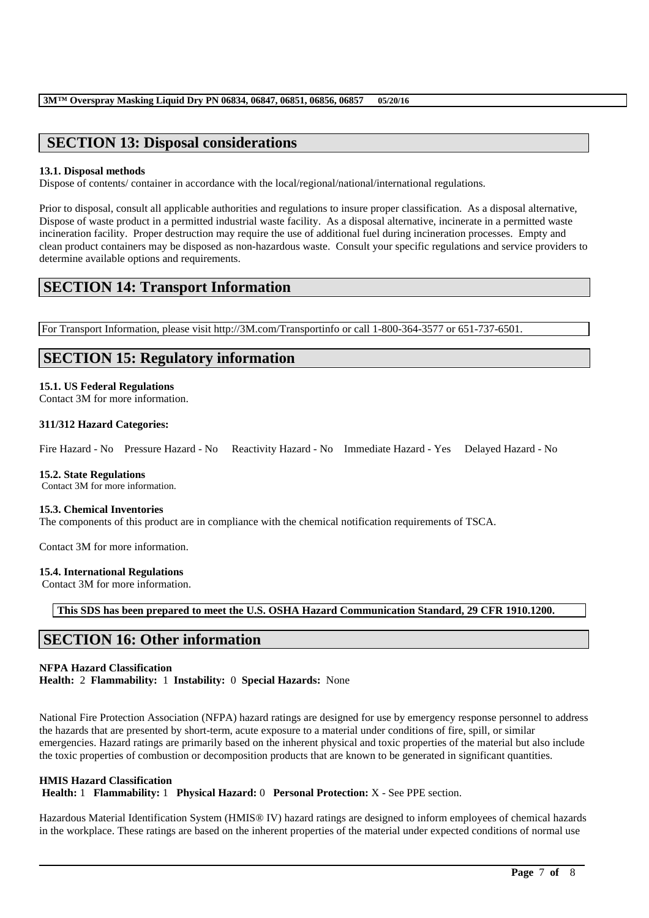## SECTION 13: Disposal considerations

### 13.1. Disposal methods

Dispose of contents/ container in accordance with the local/regional/national/international regulations.

Prior to disposal, consult all applicable authorities and regulations to insure proper classification. As a disposal alternative, Dispose of waste product in a permitted industrial waste facility. As a disposal alternative, incinerate in a permitted waste incineration facility. Proper destruction may require the use of additional fuel during incineration processes. Empty and clean product containers may be disposed as non-hazardous waste. Consult your specific regulations and service providers to determine available options and requirements.

## SECTION 14: Transport Information

For Transport Information, please visit http://3M.com/Transportinfo or call 1-800-364-3577 or 651-737-6501.

## SECTION 15: Regulatory information

### 15.1. US Federal Regulations

Contact 3M for more information.

**311/312 Hazard Categories:**

Fire Hazard - No Pressure Hazard - No Reactivity Hazard - No Immediate Hazard - Yes Delayed Hazard - No

### 15.2. State Regulations

Contact 3M for more information.

### 15.3. Chemical Inventories

The components of this product are in compliance with the chemical notification requirements of TSCA.

Contact 3M for more information.

### 15.4. International Regulations

Contact 3M for more information.

**This SDS has been prepared to meet the U.S. OSHA Hazard Communication Standard, 29 CFR 1910.1200.**

## SECTION 16: Other information

**NFPA Hazard Classification**

**Health:** 2 **Flammability:** 1 **Instability:** 0 **Special Hazards:** None

National Fire Protection Association (NFPA) hazard ratings are designed for use by emergency response personnel to address the hazards that are presented by short-term, acute exposure to a material under conditions of fire, spill, or similar emergencies. Hazard ratings are primarily based on the inherent physical and toxic properties of the material but also include the toxic properties of combustion or decomposition products that are known to be generated in significant quantities.

**HMIS Hazard Classification**

**Health:** 1 **Flammability:** 1 **Physical Hazard:** 0 **Personal Protection:** X - See PPE section.

Hazardous Material Identification System (HMIS® IV) hazard ratings are designed to inform employees of chemical hazards in the workplace. These ratings are based on the inherent properties of the material under expected conditions of normal use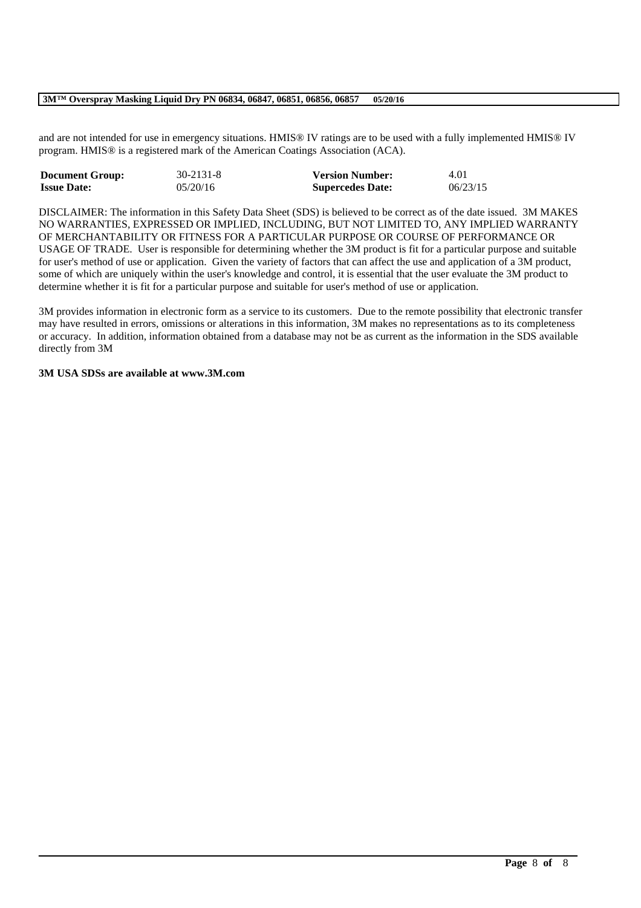and are not intended for use in emergency situations. HMIS® IV ratings are to be used with a fully implemented HMIS® IV program. HMIS® is a registered mark of the American Coatings Association (ACA).

| | | | |
|---|---|---|---|
| **Document Group:** | 30-2131-8 | **Version Number:** | 4.01 |
| **Issue Date:** | 05/20/16 | **Supercedes Date:** | 06/23/15 |

DISCLAIMER: The information in this Safety Data Sheet (SDS) is believed to be correct as of the date issued. 3M MAKES NO WARRANTIES, EXPRESSED OR IMPLIED, INCLUDING, BUT NOT LIMITED TO, ANY IMPLIED WARRANTY OF MERCHANTABILITY OR FITNESS FOR A PARTICULAR PURPOSE OR COURSE OF PERFORMANCE OR USAGE OF TRADE. User is responsible for determining whether the 3M product is fit for a particular purpose and suitable for user's method of use or application. Given the variety of factors that can affect the use and application of a 3M product, some of which are uniquely within the user's knowledge and control, it is essential that the user evaluate the 3M product to determine whether it is fit for a particular purpose and suitable for user's method of use or application.

3M provides information in electronic form as a service to its customers. Due to the remote possibility that electronic transfer may have resulted in errors, omissions or alterations in this information, 3M makes no representations as to its completeness or accuracy. In addition, information obtained from a database may not be as current as the information in the SDS available directly from 3M

**3M USA SDSs are available at www.3M.com**